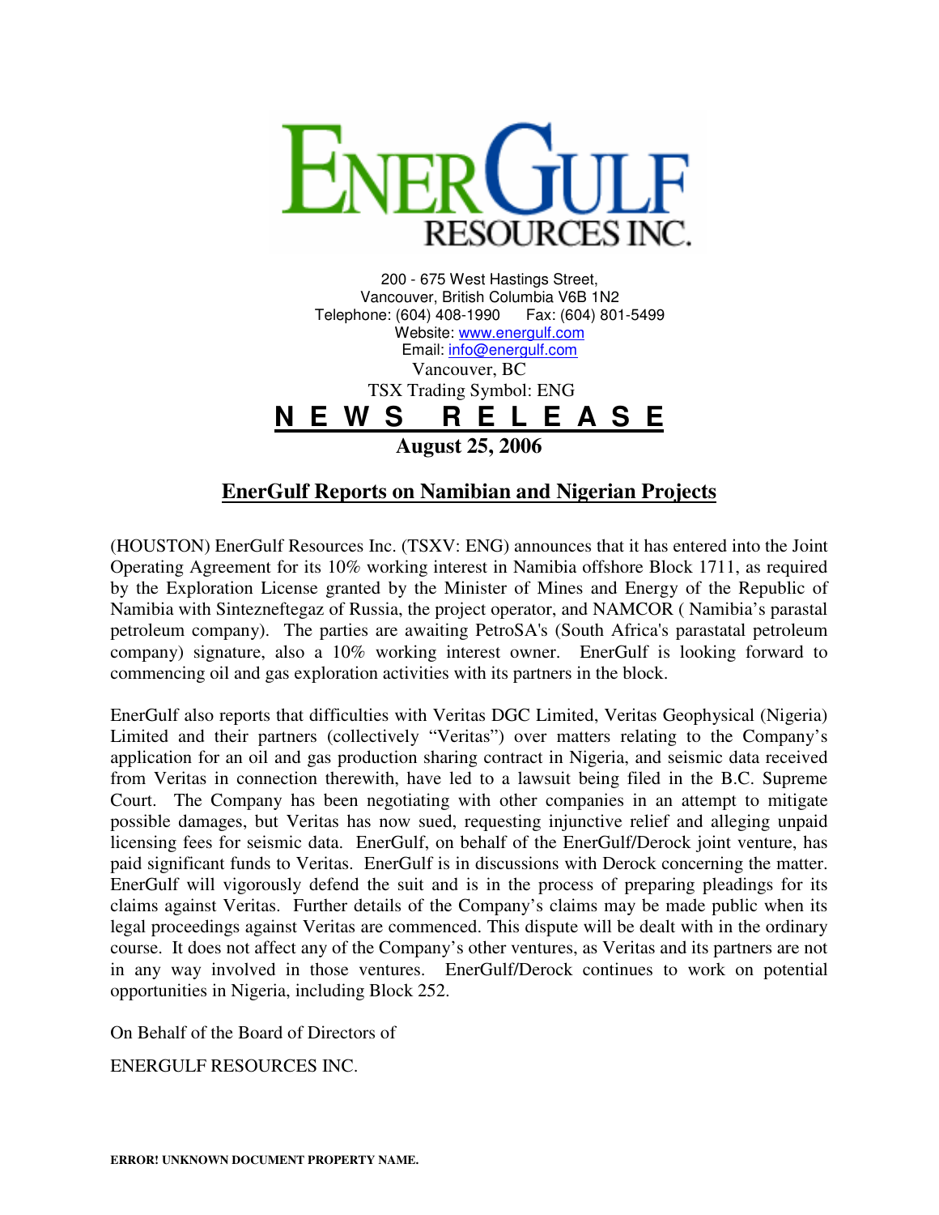# ENERGULF RESOURCES INC.

200 - 675 West Hastings Street,
Vancouver, British Columbia V6B 1N2
Telephone: (604) 408-1990 Fax: (604) 801-5499
Website: www.energulf.com
Email: info@energulf.com
Vancouver, BC
TSX Trading Symbol: ENG

**N E W S R E L E A S E**

**August 25, 2006**

## EnerGulf Reports on Namibian and Nigerian Projects

(HOUSTON) EnerGulf Resources Inc. (TSXV: ENG) announces that it has entered into the Joint Operating Agreement for its 10% working interest in Namibia offshore Block 1711, as required by the Exploration License granted by the Minister of Mines and Energy of the Republic of Namibia with Sintezneftegaz of Russia, the project operator, and NAMCOR ( Namibia's parastal petroleum company). The parties are awaiting PetroSA's (South Africa's parastatal petroleum company) signature, also a 10% working interest owner. EnerGulf is looking forward to commencing oil and gas exploration activities with its partners in the block.

EnerGulf also reports that difficulties with Veritas DGC Limited, Veritas Geophysical (Nigeria) Limited and their partners (collectively "Veritas") over matters relating to the Company's application for an oil and gas production sharing contract in Nigeria, and seismic data received from Veritas in connection therewith, have led to a lawsuit being filed in the B.C. Supreme Court. The Company has been negotiating with other companies in an attempt to mitigate possible damages, but Veritas has now sued, requesting injunctive relief and alleging unpaid licensing fees for seismic data. EnerGulf, on behalf of the EnerGulf/Derock joint venture, has paid significant funds to Veritas. EnerGulf is in discussions with Derock concerning the matter. EnerGulf will vigorously defend the suit and is in the process of preparing pleadings for its claims against Veritas. Further details of the Company's claims may be made public when its legal proceedings against Veritas are commenced. This dispute will be dealt with in the ordinary course. It does not affect any of the Company's other ventures, as Veritas and its partners are not in any way involved in those ventures. EnerGulf/Derock continues to work on potential opportunities in Nigeria, including Block 252.

On Behalf of the Board of Directors of

ENERGULF RESOURCES INC.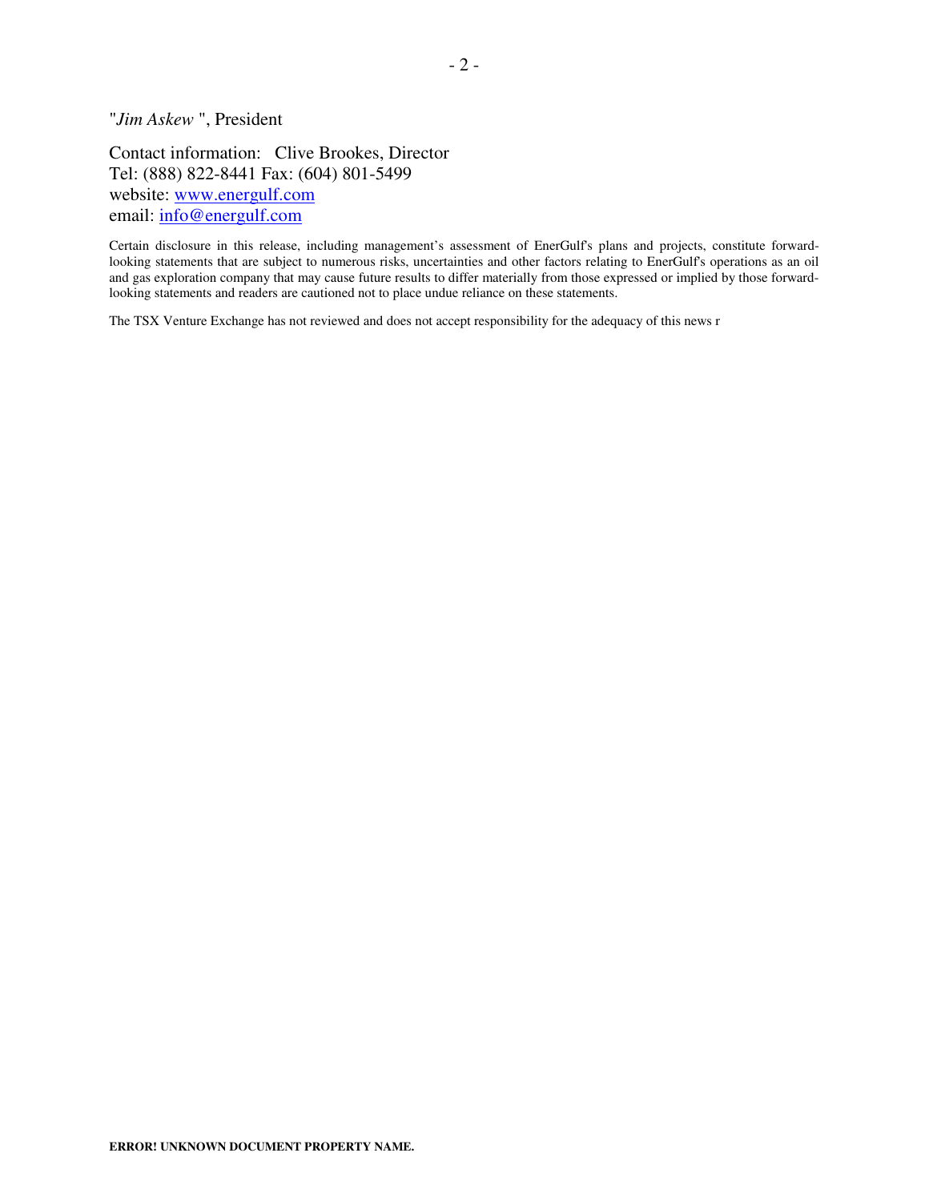"*Jim Askew* ", President

Contact information: Clive Brookes, Director
Tel: (888) 822-8441 Fax: (604) 801-5499
website: www.energulf.com
email: info@energulf.com

Certain disclosure in this release, including management's assessment of EnerGulf's plans and projects, constitute forward-looking statements that are subject to numerous risks, uncertainties and other factors relating to EnerGulf's operations as an oil and gas exploration company that may cause future results to differ materially from those expressed or implied by those forward-looking statements and readers are cautioned not to place undue reliance on these statements.

The TSX Venture Exchange has not reviewed and does not accept responsibility for the adequacy of this news r

**ERROR! UNKNOWN DOCUMENT PROPERTY NAME.**